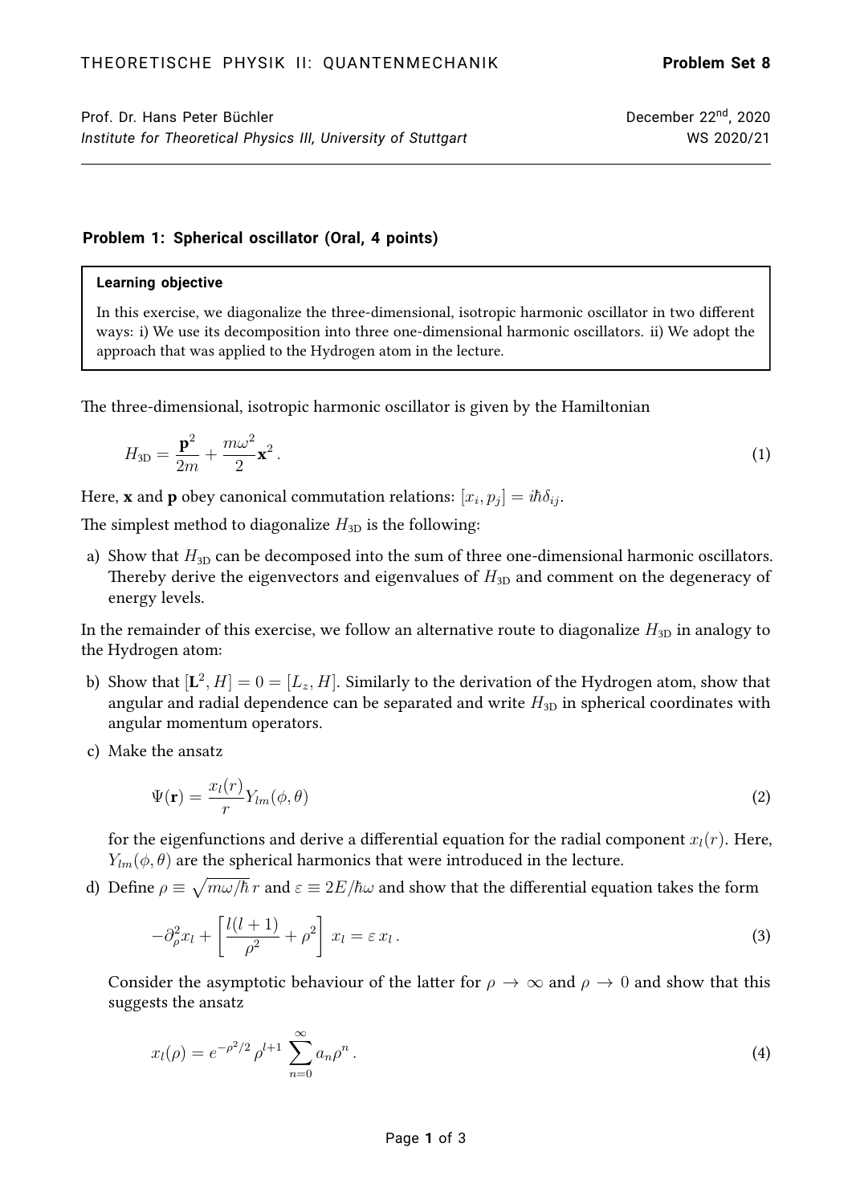THEORETISCHE PHYSIK II: QUANTENMECHANIK **Problem Set 8**

Prof. Dr. Hans Peter Büchler — December 22[nd], 2020
*Institute for Theoretical Physics III, University of Stuttgart* — WS 2020/21

---

### Problem 1: Spherical oscillator (Oral, 4 points)

> **Learning objective**
>
> In this exercise, we diagonalize the three-dimensional, isotropic harmonic oscillator in two different ways: i) We use its decomposition into three one-dimensional harmonic oscillators. ii) We adopt the approach that was applied to the Hydrogen atom in the lecture.

The three-dimensional, isotropic harmonic oscillator is given by the Hamiltonian

$$H_{3D} = \frac{\mathbf{p}^2}{2m} + \frac{m\omega^2}{2}\mathbf{x}^2 \,. \tag{1}$$

Here, $\mathbf{x}$ and $\mathbf{p}$ obey canonical commutation relations: $[x_i, p_j] = i\hbar\delta_{ij}$.

The simplest method to diagonalize $H_{3D}$ is the following:

a) Show that $H_{3D}$ can be decomposed into the sum of three one-dimensional harmonic oscillators. Thereby derive the eigenvectors and eigenvalues of $H_{3D}$ and comment on the degeneracy of energy levels.

In the remainder of this exercise, we follow an alternative route to diagonalize $H_{3D}$ in analogy to the Hydrogen atom:

b) Show that $[\mathbf{L}^2, H] = 0 = [L_z, H]$. Similarly to the derivation of the Hydrogen atom, show that angular and radial dependence can be separated and write $H_{3D}$ in spherical coordinates with angular momentum operators.

c) Make the ansatz

$$\Psi(\mathbf{r}) = \frac{x_l(r)}{r} Y_{lm}(\phi, \theta) \tag{2}$$

for the eigenfunctions and derive a differential equation for the radial component $x_l(r)$. Here, $Y_{lm}(\phi, \theta)$ are the spherical harmonics that were introduced in the lecture.

d) Define $\rho \equiv \sqrt{m\omega/\hbar}\, r$ and $\varepsilon \equiv 2E/\hbar\omega$ and show that the differential equation takes the form

$$-\partial_\rho^2 x_l + \left[\frac{l(l+1)}{\rho^2} + \rho^2\right] x_l = \varepsilon\, x_l \,. \tag{3}$$

Consider the asymptotic behaviour of the latter for $\rho \to \infty$ and $\rho \to 0$ and show that this suggests the ansatz

$$x_l(\rho) = e^{-\rho^2/2}\, \rho^{l+1} \sum_{n=0}^{\infty} a_n \rho^n \,. \tag{4}$$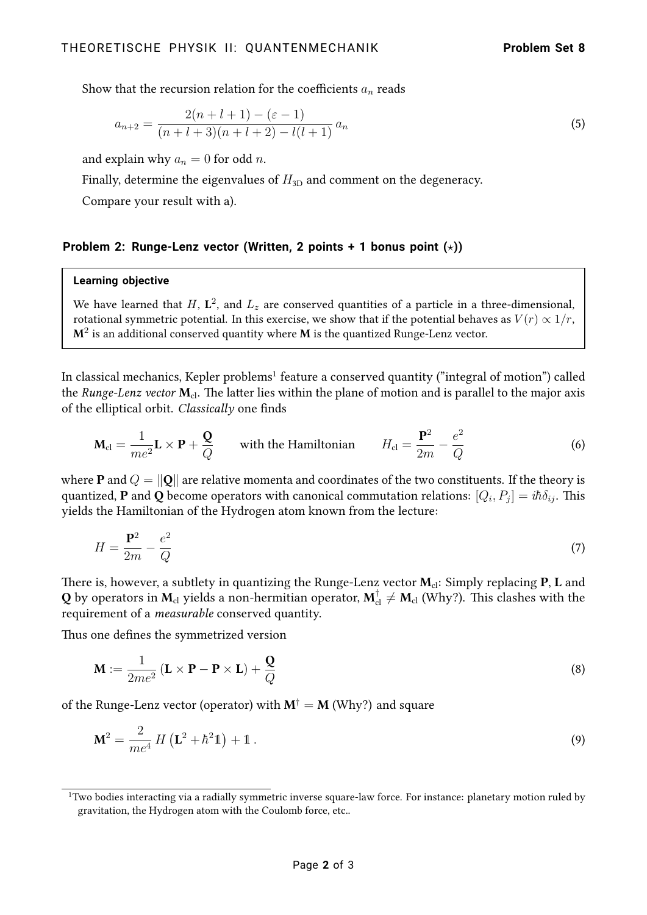Show that the recursion relation for the coefficients $a_n$ reads

$$a_{n+2} = \frac{2(n+l+1) - (\varepsilon - 1)}{(n+l+3)(n+l+2) - l(l+1)}\, a_n \tag{5}$$

and explain why $a_n = 0$ for odd $n$.

Finally, determine the eigenvalues of $H_{3D}$ and comment on the degeneracy.

Compare your result with a).

### Problem 2: Runge-Lenz vector (Written, 2 points + 1 bonus point (⋆))

> **Learning objective**
>
> We have learned that $H$, $\mathbf{L}^2$, and $L_z$ are conserved quantities of a particle in a three-dimensional, rotational symmetric potential. In this exercise, we show that if the potential behaves as $V(r) \propto 1/r$, $\mathbf{M}^2$ is an additional conserved quantity where $\mathbf{M}$ is the quantized Runge-Lenz vector.

In classical mechanics, Kepler problems[1] feature a conserved quantity ("integral of motion") called the *Runge-Lenz vector* $\mathbf{M}_{\text{cl}}$. The latter lies within the plane of motion and is parallel to the major axis of the elliptical orbit. *Classically* one finds

$$\mathbf{M}_{\text{cl}} = \frac{1}{me^2}\mathbf{L} \times \mathbf{P} + \frac{\mathbf{Q}}{Q} \qquad \text{with the Hamiltonian} \qquad H_{\text{cl}} = \frac{\mathbf{P}^2}{2m} - \frac{e^2}{Q} \tag{6}$$

where $\mathbf{P}$ and $Q = \|\mathbf{Q}\|$ are relative momenta and coordinates of the two constituents. If the theory is quantized, $\mathbf{P}$ and $\mathbf{Q}$ become operators with canonical commutation relations: $[Q_i, P_j] = i\hbar\delta_{ij}$. This yields the Hamiltonian of the Hydrogen atom known from the lecture:

$$H = \frac{\mathbf{P}^2}{2m} - \frac{e^2}{Q} \tag{7}$$

There is, however, a subtlety in quantizing the Runge-Lenz vector $\mathbf{M}_{\text{cl}}$: Simply replacing $\mathbf{P}$, $\mathbf{L}$ and $\mathbf{Q}$ by operators in $\mathbf{M}_{\text{cl}}$ yields a non-hermitian operator, $\mathbf{M}_{\text{cl}}^\dagger \neq \mathbf{M}_{\text{cl}}$ (Why?). This clashes with the requirement of a *measurable* conserved quantity.

Thus one defines the symmetrized version

$$\mathbf{M} := \frac{1}{2me^2}\left(\mathbf{L} \times \mathbf{P} - \mathbf{P} \times \mathbf{L}\right) + \frac{\mathbf{Q}}{Q} \tag{8}$$

of the Runge-Lenz vector (operator) with $\mathbf{M}^\dagger = \mathbf{M}$ (Why?) and square

$$\mathbf{M}^2 = \frac{2}{me^4}\, H\left(\mathbf{L}^2 + \hbar^2 \mathbb{1}\right) + \mathbb{1}\,. \tag{9}$$

---

[1] Two bodies interacting via a radially symmetric inverse square-law force. For instance: planetary motion ruled by gravitation, the Hydrogen atom with the Coulomb force, etc..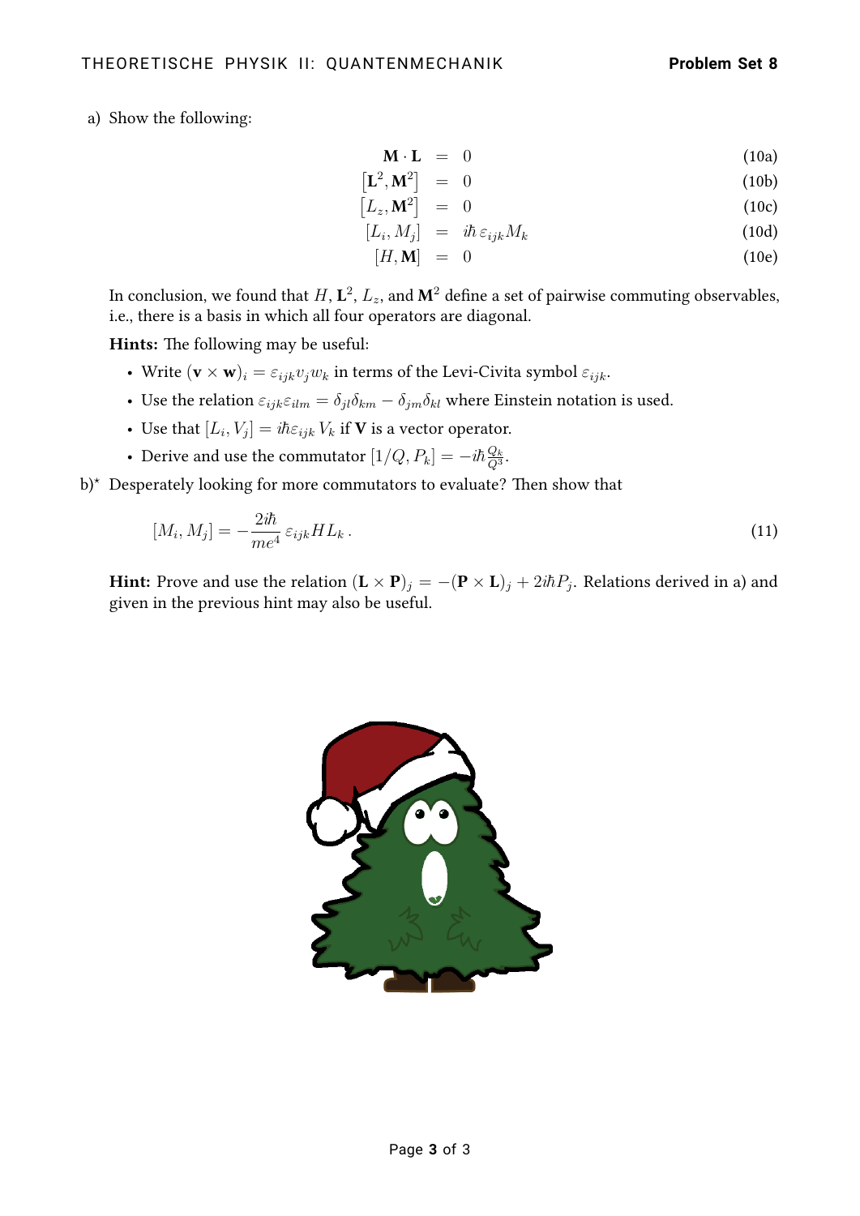a) Show the following:

$$
\begin{aligned}
\mathbf{M}\cdot\mathbf{L} &= 0 && \text{(10a)}\\
\left[\mathbf{L}^2,\mathbf{M}^2\right] &= 0 && \text{(10b)}\\
\left[L_z,\mathbf{M}^2\right] &= 0 && \text{(10c)}\\
\left[L_i, M_j\right] &= i\hbar\,\varepsilon_{ijk} M_k && \text{(10d)}\\
\left[H,\mathbf{M}\right] &= 0 && \text{(10e)}
\end{aligned}
$$

In conclusion, we found that $H$, $\mathbf{L}^2$, $L_z$, and $\mathbf{M}^2$ define a set of pairwise commuting observables, i.e., there is a basis in which all four operators are diagonal.

**Hints:** The following may be useful:

- Write $(\mathbf{v}\times\mathbf{w})_i = \varepsilon_{ijk} v_j w_k$ in terms of the Levi-Civita symbol $\varepsilon_{ijk}$.
- Use the relation $\varepsilon_{ijk}\varepsilon_{ilm} = \delta_{jl}\delta_{km} - \delta_{jm}\delta_{kl}$ where Einstein notation is used.
- Use that $[L_i, V_j] = i\hbar\varepsilon_{ijk} V_k$ if $\mathbf{V}$ is a vector operator.
- Derive and use the commutator $[1/Q, P_k] = -i\hbar\frac{Q_k}{Q^3}$.

b)* Desperately looking for more commutators to evaluate? Then show that

$$
[M_i, M_j] = -\frac{2i\hbar}{me^4}\,\varepsilon_{ijk} H L_k\,. \tag{11}
$$

**Hint:** Prove and use the relation $(\mathbf{L}\times\mathbf{P})_j = -(\mathbf{P}\times\mathbf{L})_j + 2i\hbar P_j$. Relations derived in a) and given in the previous hint may also be useful.